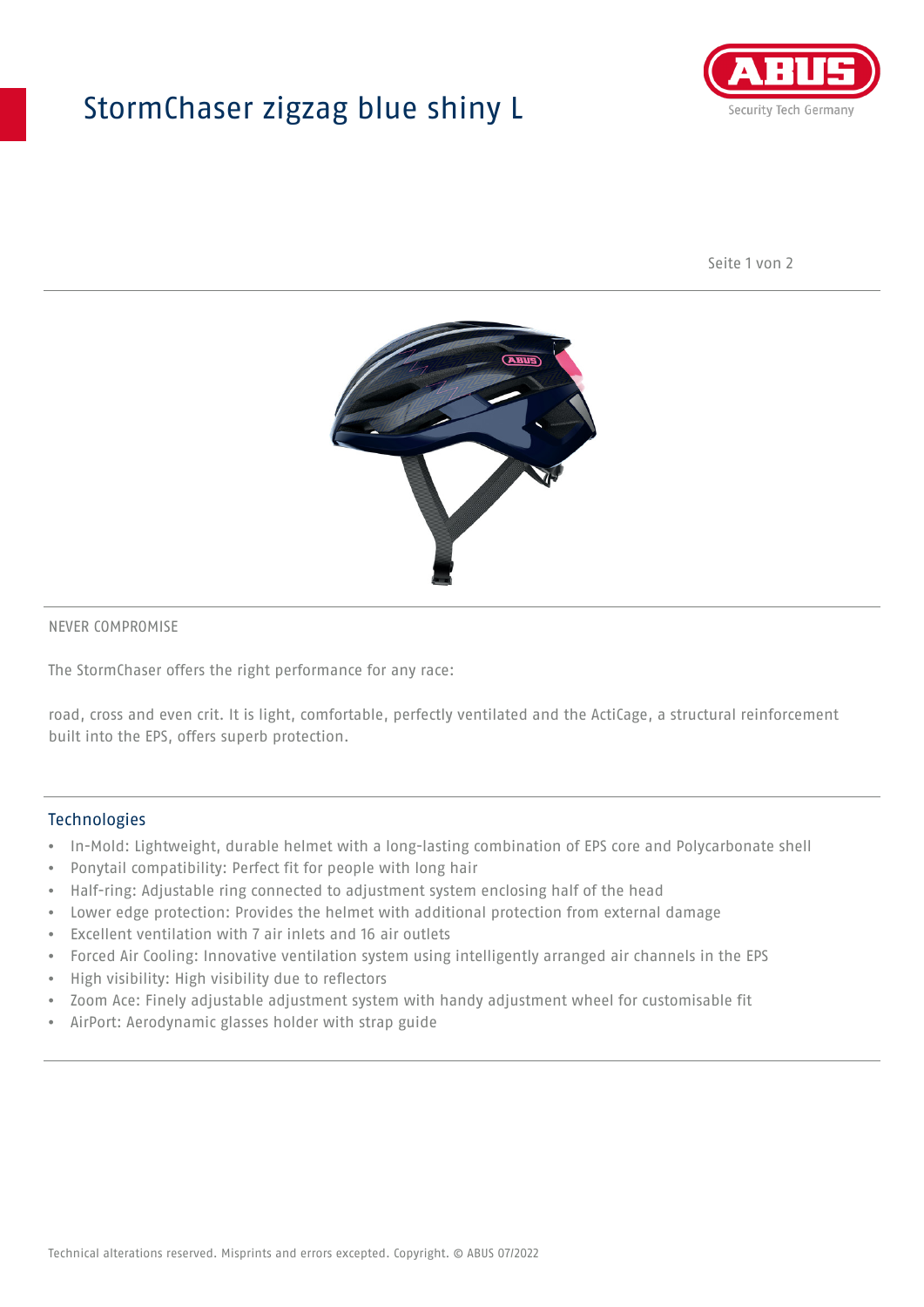# StormChaser zigzag blue shiny L

NEVER COMPROMISE

The StormChaser offers the right performance for any race:

road, cross and even crit. It is light, comfortable, perfectly ventilated and the ActiCage, a structural reinforcement built into the EPS, offers superb protection.

## Technologies

- In-Mold: Lightweight, durable helmet with a long-lasting combination of EPS core and Polycarbonate shell
- Ponytail compatibility: Perfect fit for people with long hair
- Half-ring: Adjustable ring connected to adjustment system enclosing half of the head
- Lower edge protection: Provides the helmet with additional protection from external damage
- Excellent ventilation with 7 air inlets and 16 air outlets
- Forced Air Cooling: Innovative ventilation system using intelligently arranged air channels in the EPS
- High visibility: High visibility due to reflectors
- Zoom Ace: Finely adjustable adjustment system with handy adjustment wheel for customisable fit
- AirPort: Aerodynamic glasses holder with strap guide

Technical alterations reserved. Misprints and errors excepted. Copyright. © ABUS 07/2022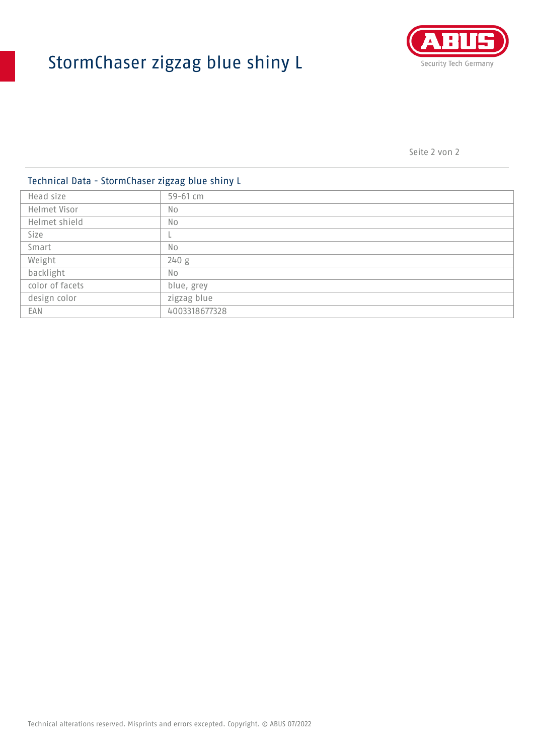# StormChaser zigzag blue shiny L

ABUS

Security Tech Germany

## Technical Data - StormChaser zigzag blue shiny L

| | |
|---|---|
| Head size | 59-61 cm |
| Helmet Visor | No |
| Helmet shield | No |
| Size | L |
| Smart | No |
| Weight | 240 g |
| backlight | No |
| color of facets | blue, grey |
| design color | zigzag blue |
| EAN | 4003318677328 |

Technical alterations reserved. Misprints and errors excepted. Copyright. © ABUS 07/2022